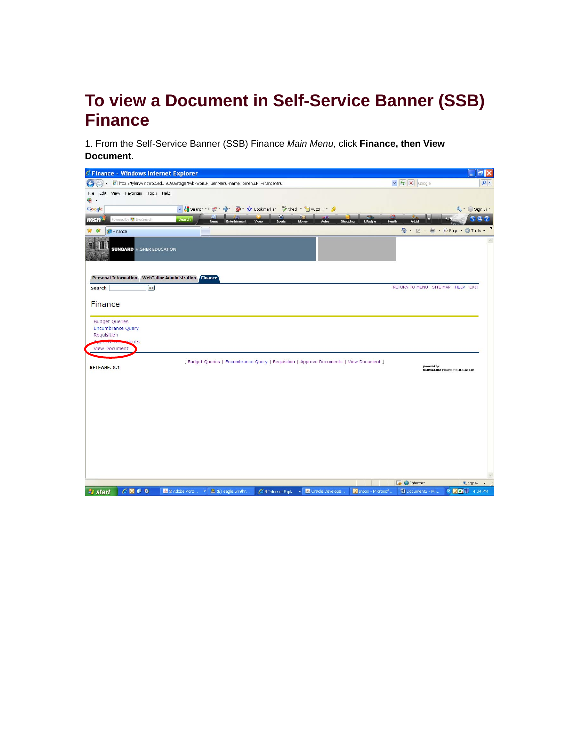# To view a Document in Self-Service Banner (SSB) Finance

1. From the Self-Service Banner (SSB) Finance *Main Menu*, click **Finance, then View Document**.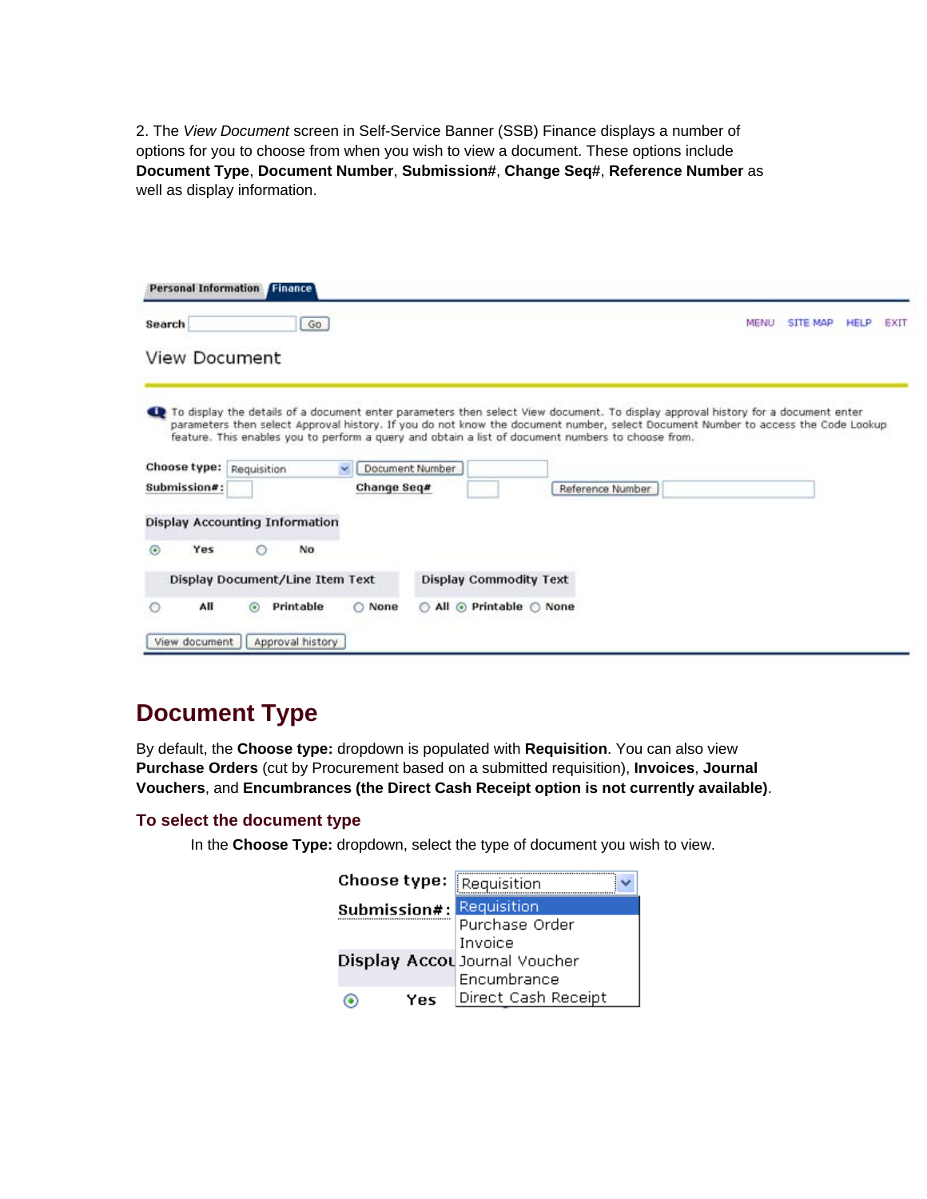2. The *View Document* screen in Self-Service Banner (SSB) Finance displays a number of options for you to choose from when you wish to view a document. These options include **Document Type**, **Document Number**, **Submission#**, **Change Seq#**, **Reference Number** as well as display information.

## Document Type

By default, the **Choose type:** dropdown is populated with **Requisition**. You can also view **Purchase Orders** (cut by Procurement based on a submitted requisition), **Invoices**, **Journal Vouchers**, and **Encumbrances (the Direct Cash Receipt option is not currently available)**.

### To select the document type

In the **Choose Type:** dropdown, select the type of document you wish to view.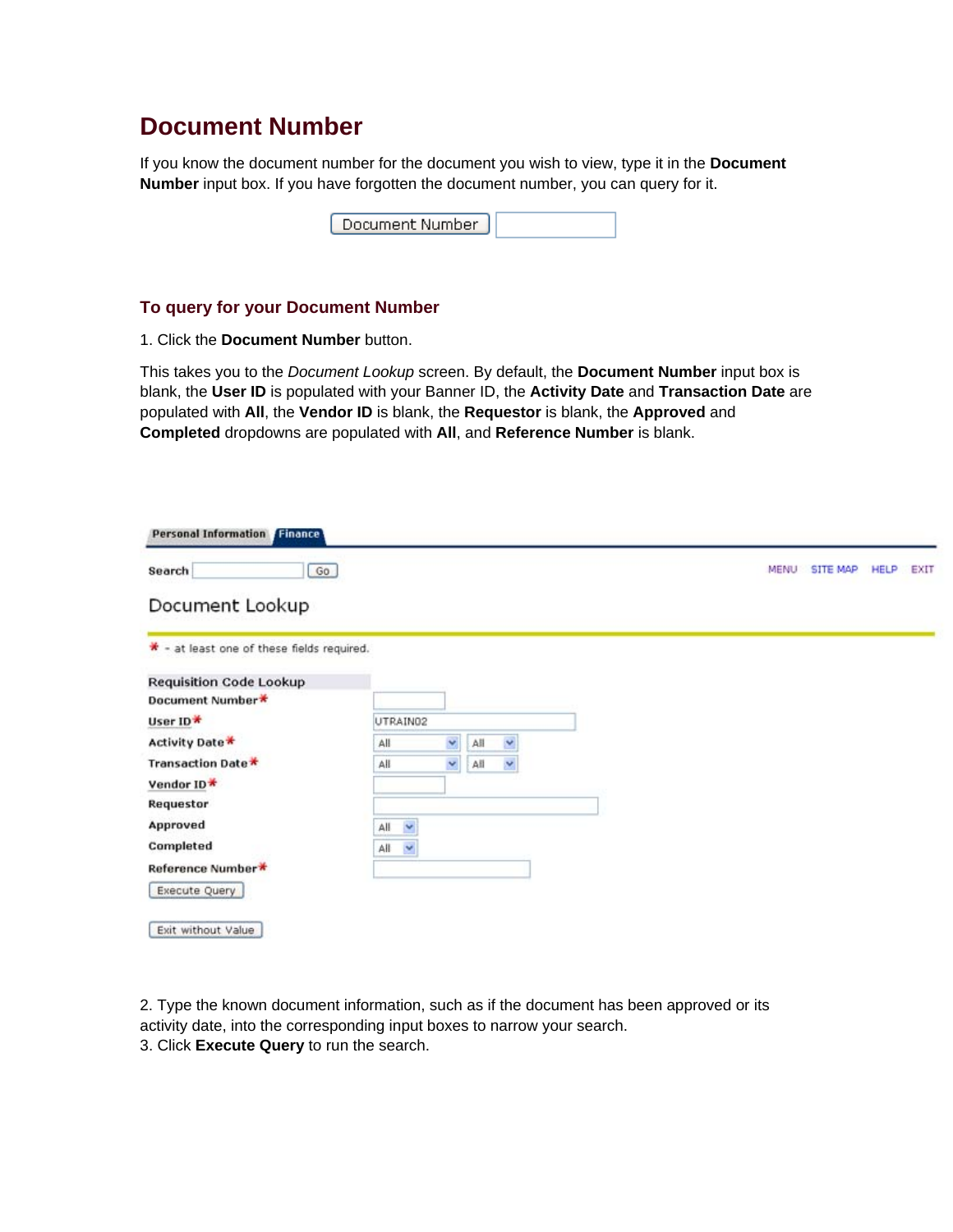# Document Number

If you know the document number for the document you wish to view, type it in the **Document Number** input box. If you have forgotten the document number, you can query for it.

Document Number

### To query for your Document Number

1. Click the **Document Number** button.

This takes you to the *Document Lookup* screen. By default, the **Document Number** input box is blank, the **User ID** is populated with your Banner ID, the **Activity Date** and **Transaction Date** are populated with **All**, the **Vendor ID** is blank, the **Requestor** is blank, the **Approved** and **Completed** dropdowns are populated with **All**, and **Reference Number** is blank.

Personal Information | Finance

Search [ ] Go — MENU SITE MAP HELP EXIT

Document Lookup

* - at least one of these fields required.

| Requisition Code Lookup | |
|---|---|
| Document Number* | |
| User ID* | UTRAIN02 |
| Activity Date* | All / All |
| Transaction Date* | All / All |
| Vendor ID* | |
| Requestor | |
| Approved | All |
| Completed | All |
| Reference Number* | |

Execute Query

Exit without Value

2. Type the known document information, such as if the document has been approved or its activity date, into the corresponding input boxes to narrow your search.
3. Click **Execute Query** to run the search.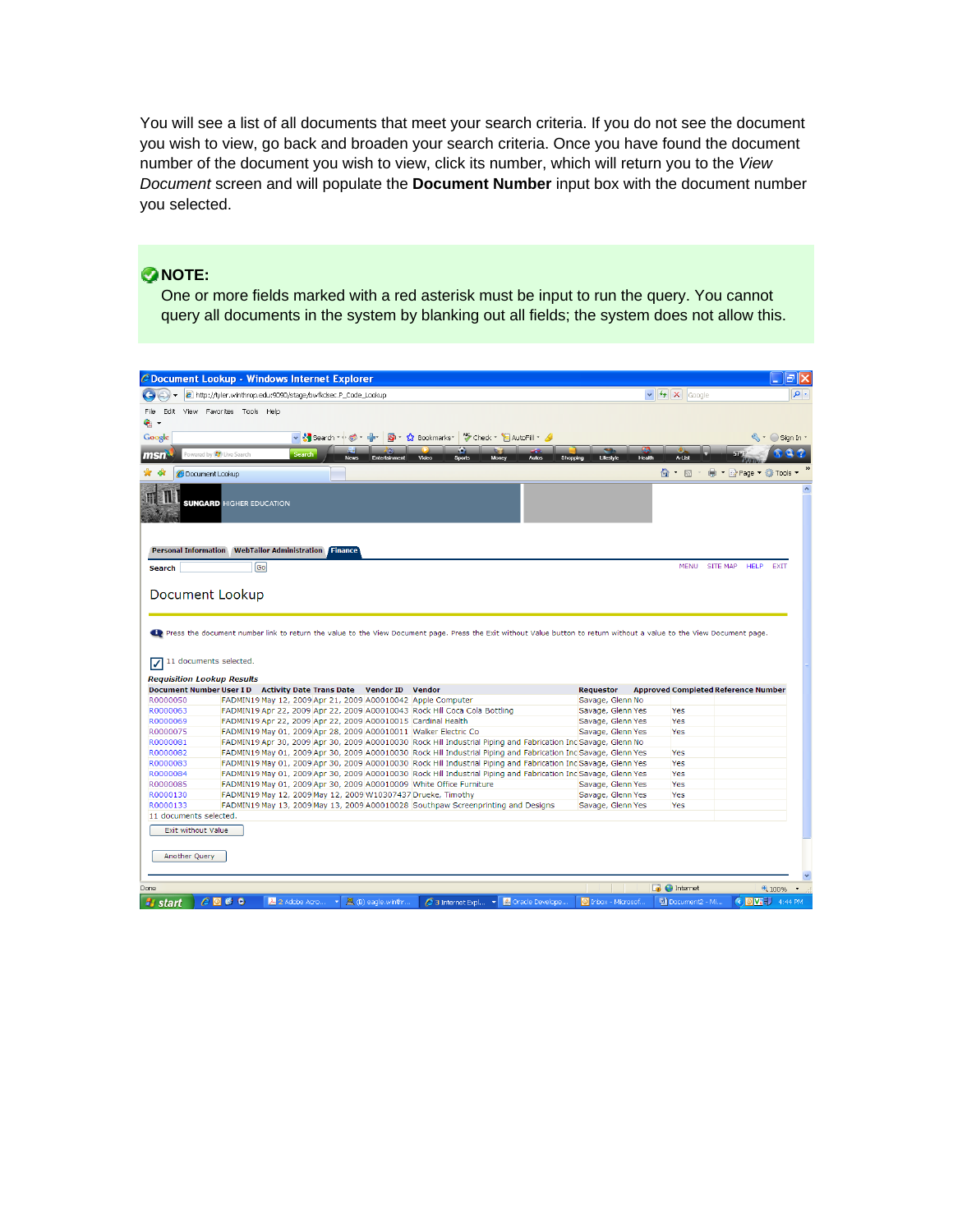You will see a list of all documents that meet your search criteria. If you do not see the document you wish to view, go back and broaden your search criteria. Once you have found the document number of the document you wish to view, click its number, which will return you to the *View Document* screen and will populate the **Document Number** input box with the document number you selected.

> **NOTE:**
> One or more fields marked with a red asterisk must be input to run the query. You cannot query all documents in the system by blanking out all fields; the system does not allow this.

Document Lookup - Windows Internet Explorer

Personal Information | WebTailor Administration | Finance

Search [Go] MENU SITE MAP HELP EXIT

## Document Lookup

Press the document number link to return the value to the View Document page. Press the Exit without Value button to return without a value to the View Document page.

11 documents selected.

*Requisition Lookup Results*

| Document Number | User ID | Activity Date | Trans Date | Vendor ID | Vendor | Requestor | Approved | Completed | Reference Number |
|---|---|---|---|---|---|---|---|---|---|
| R0000050 | FADMIN19 | May 12, 2009 | Apr 21, 2009 | A00010042 | Apple Computer | Savage, Glenn | No | | |
| R0000063 | FADMIN19 | Apr 22, 2009 | Apr 22, 2009 | A00010043 | Rock Hill Coca Cola Bottling | Savage, Glenn | Yes | Yes | |
| R0000069 | FADMIN19 | Apr 22, 2009 | Apr 22, 2009 | A00010015 | Cardinal Health | Savage, Glenn | Yes | Yes | |
| R0000075 | FADMIN19 | May 01, 2009 | Apr 28, 2009 | A00010011 | Walker Electric Co | Savage, Glenn | Yes | Yes | |
| R0000081 | FADMIN19 | Apr 30, 2009 | Apr 30, 2009 | A00010030 | Rock Hill Industrial Piping and Fabrication Inc | Savage, Glenn | No | | |
| R0000082 | FADMIN19 | May 01, 2009 | Apr 30, 2009 | A00010030 | Rock Hill Industrial Piping and Fabrication Inc | Savage, Glenn | Yes | Yes | |
| R0000083 | FADMIN19 | May 01, 2009 | Apr 30, 2009 | A00010030 | Rock Hill Industrial Piping and Fabrication Inc | Savage, Glenn | Yes | Yes | |
| R0000084 | FADMIN19 | May 01, 2009 | Apr 30, 2009 | A00010030 | Rock Hill Industrial Piping and Fabrication Inc | Savage, Glenn | Yes | Yes | |
| R0000085 | FADMIN19 | May 01, 2009 | Apr 30, 2009 | A00010009 | White Office Furniture | Savage, Glenn | Yes | Yes | |
| R0000130 | FADMIN19 | May 12, 2009 | May 12, 2009 | W10307437 | Drueke, Timothy | Savage, Glenn | Yes | Yes | |
| R0000133 | FADMIN19 | May 13, 2009 | May 13, 2009 | A00010028 | Southpaw Screenprinting and Designs | Savage, Glenn | Yes | Yes | |

11 documents selected.

[Exit without Value]

[Another Query]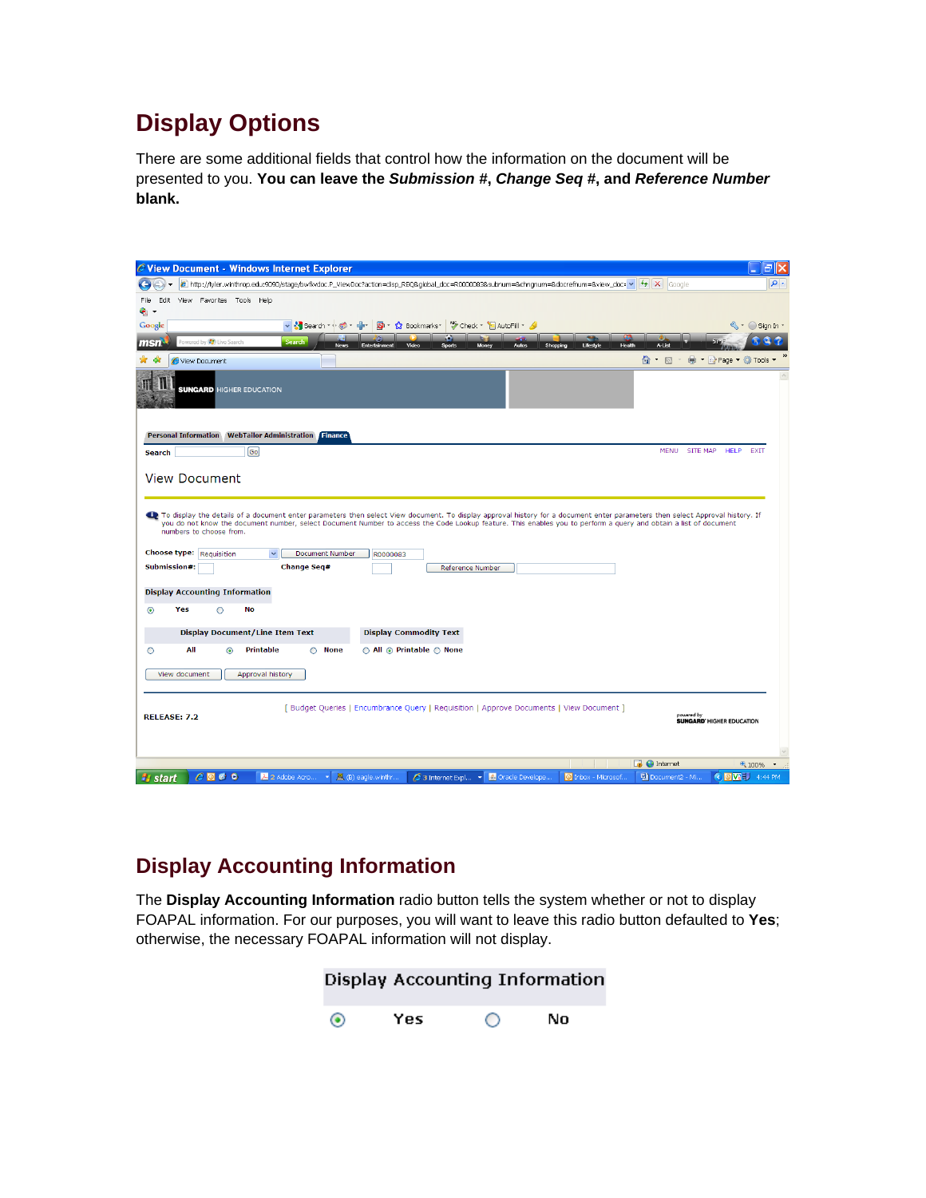## Display Options

There are some additional fields that control how the information on the document will be presented to you. **You can leave the *Submission #*, *Change Seq #*, and *Reference Number* blank.**

## Display Accounting Information

The **Display Accounting Information** radio button tells the system whether or not to display FOAPAL information. For our purposes, you will want to leave this radio button defaulted to **Yes**; otherwise, the necessary FOAPAL information will not display.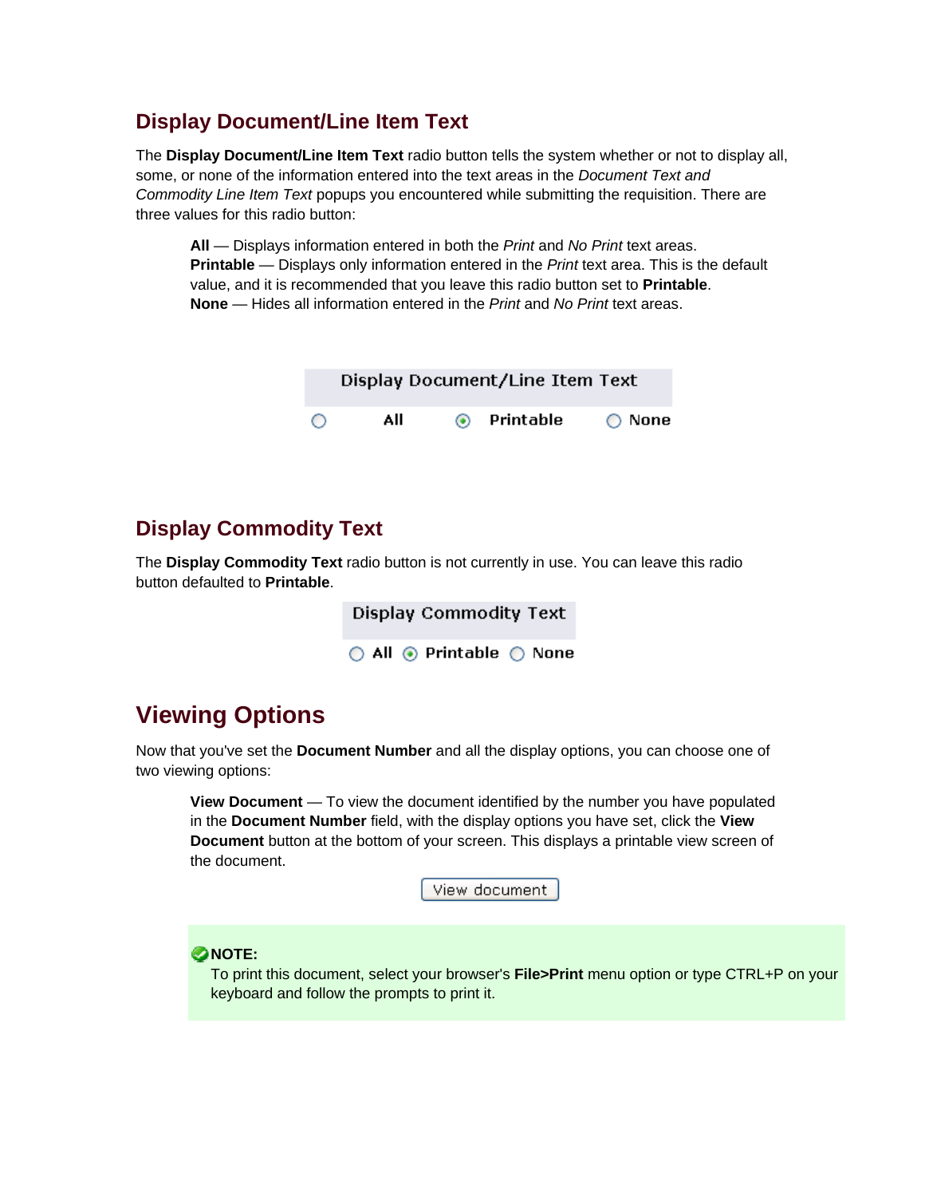## Display Document/Line Item Text

The **Display Document/Line Item Text** radio button tells the system whether or not to display all, some, or none of the information entered into the text areas in the *Document Text and Commodity Line Item Text* popups you encountered while submitting the requisition. There are three values for this radio button:

> **All** — Displays information entered in both the *Print* and *No Print* text areas.
> **Printable** — Displays only information entered in the *Print* text area. This is the default value, and it is recommended that you leave this radio button set to **Printable**.
> **None** — Hides all information entered in the *Print* and *No Print* text areas.

Display Document/Line Item Text

○ All ◉ Printable ○ None

## Display Commodity Text

The **Display Commodity Text** radio button is not currently in use. You can leave this radio button defaulted to **Printable**.

Display Commodity Text

○ All ◉ Printable ○ None

# Viewing Options

Now that you've set the **Document Number** and all the display options, you can choose one of two viewing options:

> **View Document** — To view the document identified by the number you have populated in the **Document Number** field, with the display options you have set, click the **View Document** button at the bottom of your screen. This displays a printable view screen of the document.

View document

> **NOTE:**
> To print this document, select your browser's **File>Print** menu option or type CTRL+P on your keyboard and follow the prompts to print it.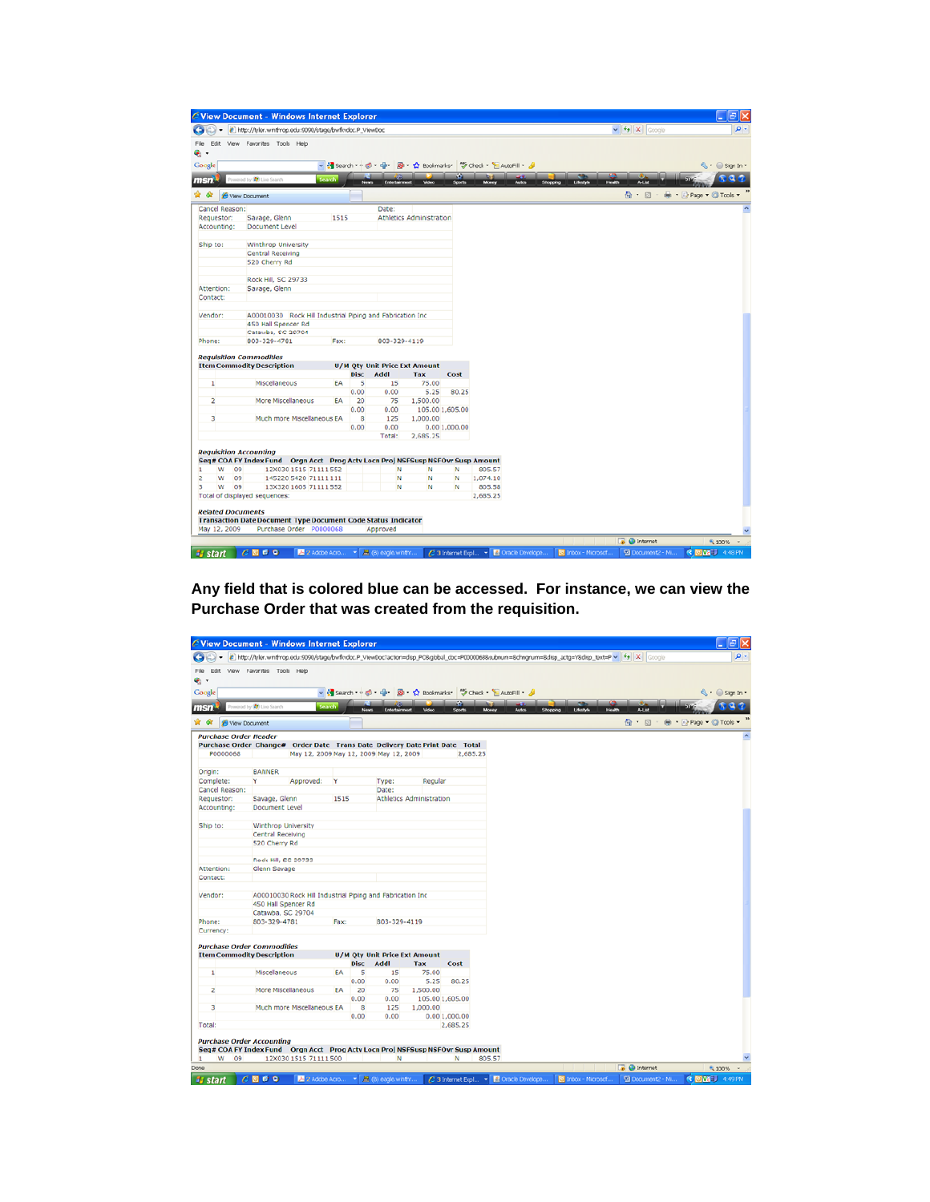Cancel Reason:
Requestor: Savage, Glenn 1515
Accounting: Document Level

Date:
Athletics Administration

Ship to: Winthrop University
Central Receiving
520 Cherry Rd

Rock Hill, SC 29733

Attention: Savage, Glenn
Contact:

Vendor: A00010030 Rock Hill Industrial Piping and Fabrication Inc
450 Hall Spencer Rd
Catawba, SC 29704

Phone: 803-329-4781 Fax: 803-329-4119

*Requisition Commodities*

| Item | Commodity Description | U/M | Qty / Disc | Unit Price / Addl | Ext Amount / Tax | Cost |
|---|---|---|---|---|---|---|
| 1 | Miscellaneous | EA | 5 | 15 | 75.00 | |
| | | | 0.00 | 0.00 | 5.25 | 80.25 |
| 2 | More Miscellaneous | EA | 20 | 75 | 1,500.00 | |
| | | | 0.00 | 0.00 | 105.00 | 1,605.00 |
| 3 | Much more Miscellaneous | EA | 8 | 125 | 1,000.00 | |
| | | | 0.00 | 0.00 | 0.00 | 1,000.00 |
| | | | | Total: | 2,685.25 | |

*Requisition Accounting*

| Seq# | COA | FY | Index | Fund | Orgn | Acct | Prog | Actv | Locn | Proj | NSF | Susp | NSF Ovr | Susp | Amount |
|---|---|---|---|---|---|---|---|---|---|---|---|---|---|---|---|
| 1 | W | 09 | | 12X030 | 1515 | 71111 | 552 | | | | N | N | N | | 805.57 |
| 2 | W | 09 | | 145220 | 5420 | 71111 | 111 | | | | N | N | N | | 1,074.10 |
| 3 | W | 09 | | 13X320 | 1605 | 71111 | 552 | | | | N | N | N | | 805.58 |

Total of displayed sequences: 2,685.25

*Related Documents*

| Transaction Date | Document Type | Document Code | Status Indicator |
|---|---|---|---|
| May 12, 2009 | Purchase Order | P0000068 | Approved |

**Any field that is colored blue can be accessed. For instance, we can view the Purchase Order that was created from the requisition.**

*Purchase Order Header*

| Purchase Order | Change# | Order Date | Trans Date | Delivery Date | Print Date | Total |
|---|---|---|---|---|---|---|
| P0000068 | | May 12, 2009 | May 12, 2009 | May 12, 2009 | | 2,685.25 |

Origin: BANNER
Complete: Y Approved: Y Type: Regular
Cancel Reason: Date:
Requestor: Savage, Glenn 1515 Athletics Administration
Accounting: Document Level

Ship to: Winthrop University
Central Receiving
520 Cherry Rd

Rock Hill, SC 29733

Attention: Glenn Savage
Contact:

Vendor: A00010030 Rock Hill Industrial Piping and Fabrication Inc
450 Hall Spencer Rd
Catawba, SC 29704

Phone: 803-329-4781 Fax: 803-329-4119
Currency:

*Purchase Order Commodities*

| Item | Commodity Description | U/M | Qty / Disc | Unit Price / Addl | Ext Amount / Tax | Cost |
|---|---|---|---|---|---|---|
| 1 | Miscellaneous | EA | 5 | 15 | 75.00 | |
| | | | 0.00 | 0.00 | 5.25 | 80.25 |
| 2 | More Miscellaneous | EA | 20 | 75 | 1,500.00 | |
| | | | 0.00 | 0.00 | 105.00 | 1,605.00 |
| 3 | Much more Miscellaneous | EA | 8 | 125 | 1,000.00 | |
| | | | 0.00 | 0.00 | 0.00 | 1,000.00 |
| Total: | | | | | | 2,685.25 |

*Purchase Order Accounting*

| Seq# | COA | FY | Index | Fund | Orgn | Acct | Prog | Actv | Locn | Proj | NSF | Susp | NSF Ovr | Susp | Amount |
|---|---|---|---|---|---|---|---|---|---|---|---|---|---|---|---|
| 1 | W | 09 | | 12X030 | 1515 | 71111 | 500 | | | | N | | N | | 805.57 |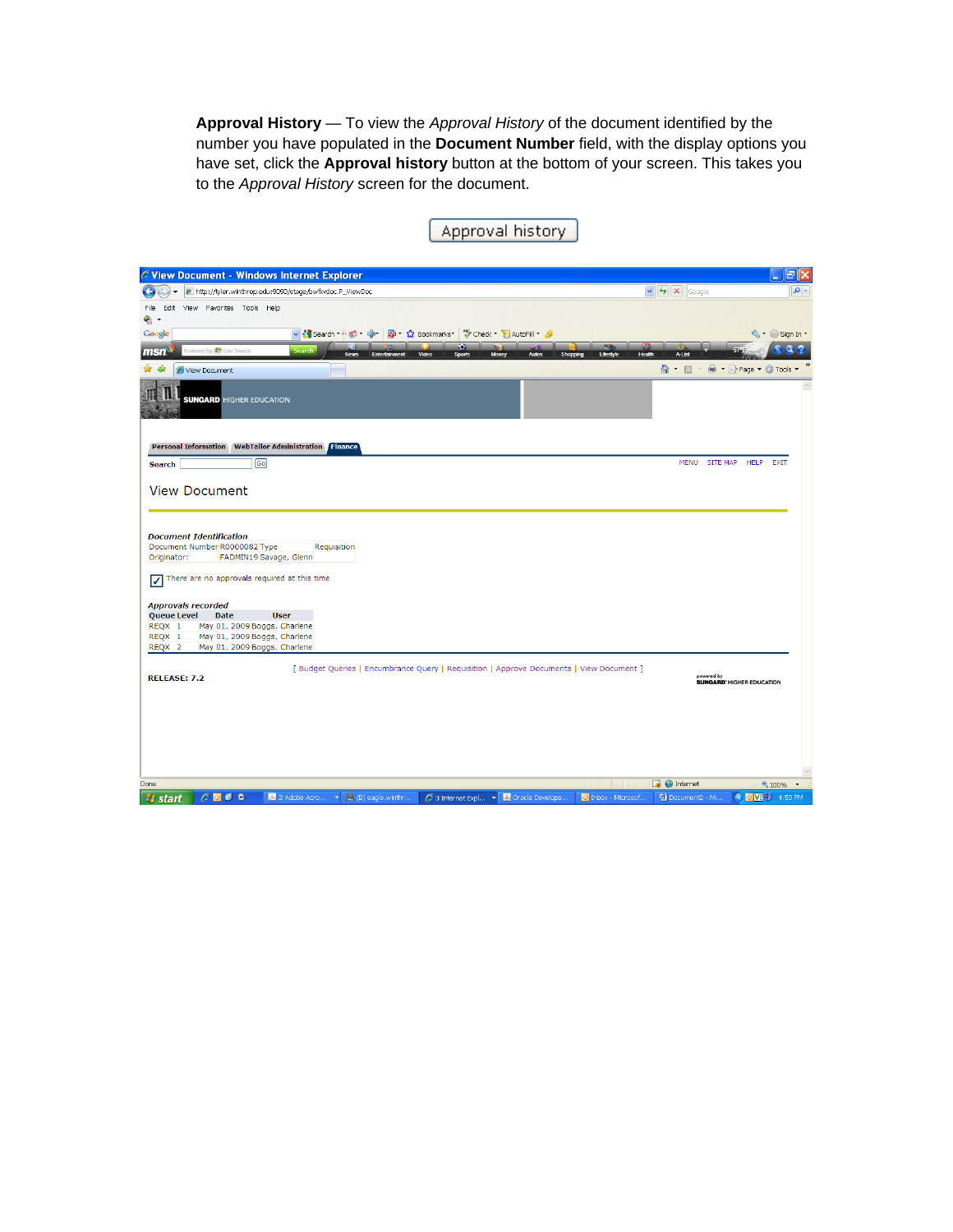**Approval History** — To view the *Approval History* of the document identified by the number you have populated in the **Document Number** field, with the display options you have set, click the **Approval history** button at the bottom of your screen. This takes you to the *Approval History* screen for the document.

Approval history

View Document - Windows Internet Explorer

View Document

*Document Identification*

| | | | |
|---|---|---|---|
| Document Number | R0000082 | Type | Requisition |
| Originator: | FADMIN19 Savage, Glenn | | |

There are no approvals required at this time

*Approvals recorded*

| Queue | Level | Date | User |
|---|---|---|---|
| REQX | 1 | May 01, 2009 | Boggs, Charlene |
| REQX | 1 | May 01, 2009 | Boggs, Charlene |
| REQX | 2 | May 01, 2009 | Boggs, Charlene |

[ Budget Queries | Encumbrance Query | Requisition | Approve Documents | View Document ]

RELEASE: 7.2